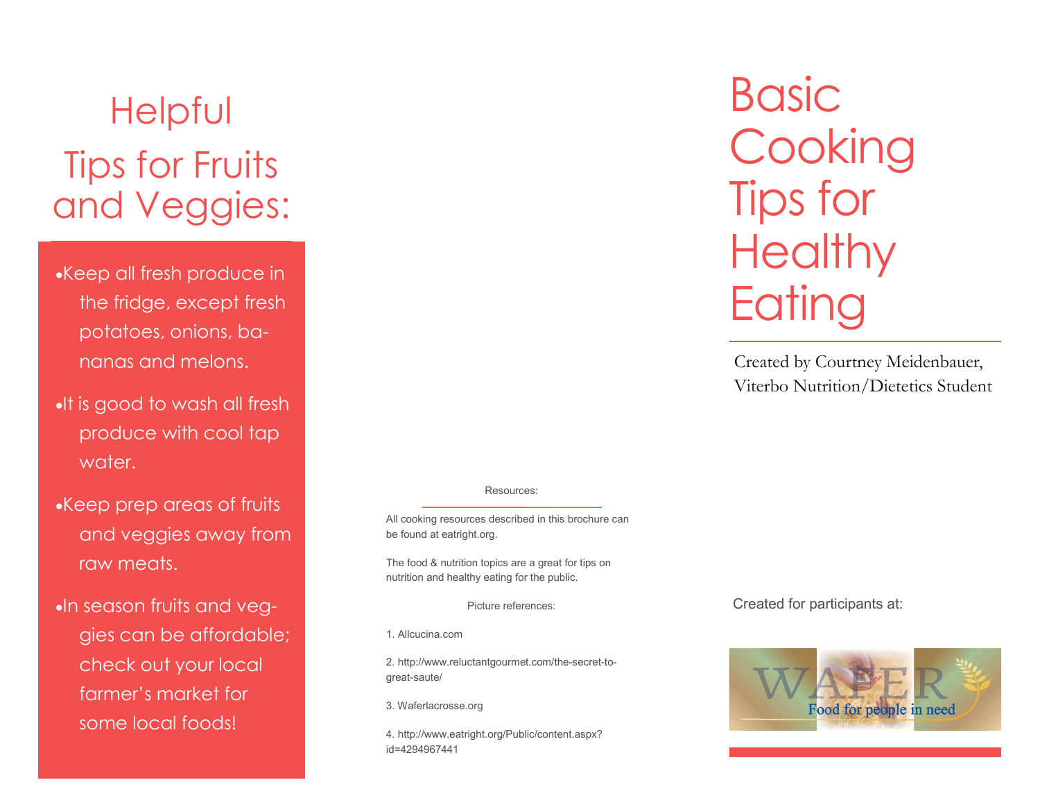# Helpful Tips for Fruits and Veggies:

- Keep all fresh produce in the fridge, except fresh potatoes, onions, bananas and melons.
- It is good to wash all fresh produce with cool tap water.
- Keep prep areas of fruits and veggies away from raw meats.
- In season fruits and veggies can be affordable; check out your local farmer's market for some local foods!

Resources:

All cooking resources described in this brochure can be found at eatright.org.

The food & nutrition topics are a great for tips on nutrition and healthy eating for the public.

Picture references:

1. Allcucina.com
2. http://www.reluctantgourmet.com/the-secret-to-great-saute/
3. Waferlacrosse.org
4. http://www.eatright.org/Public/content.aspx?id=4294967441

# Basic Cooking Tips for Healthy Eating

Created by Courtney Meidenbauer, Viterbo Nutrition/Dietetics Student

Created for participants at:

WAFER Food for people in need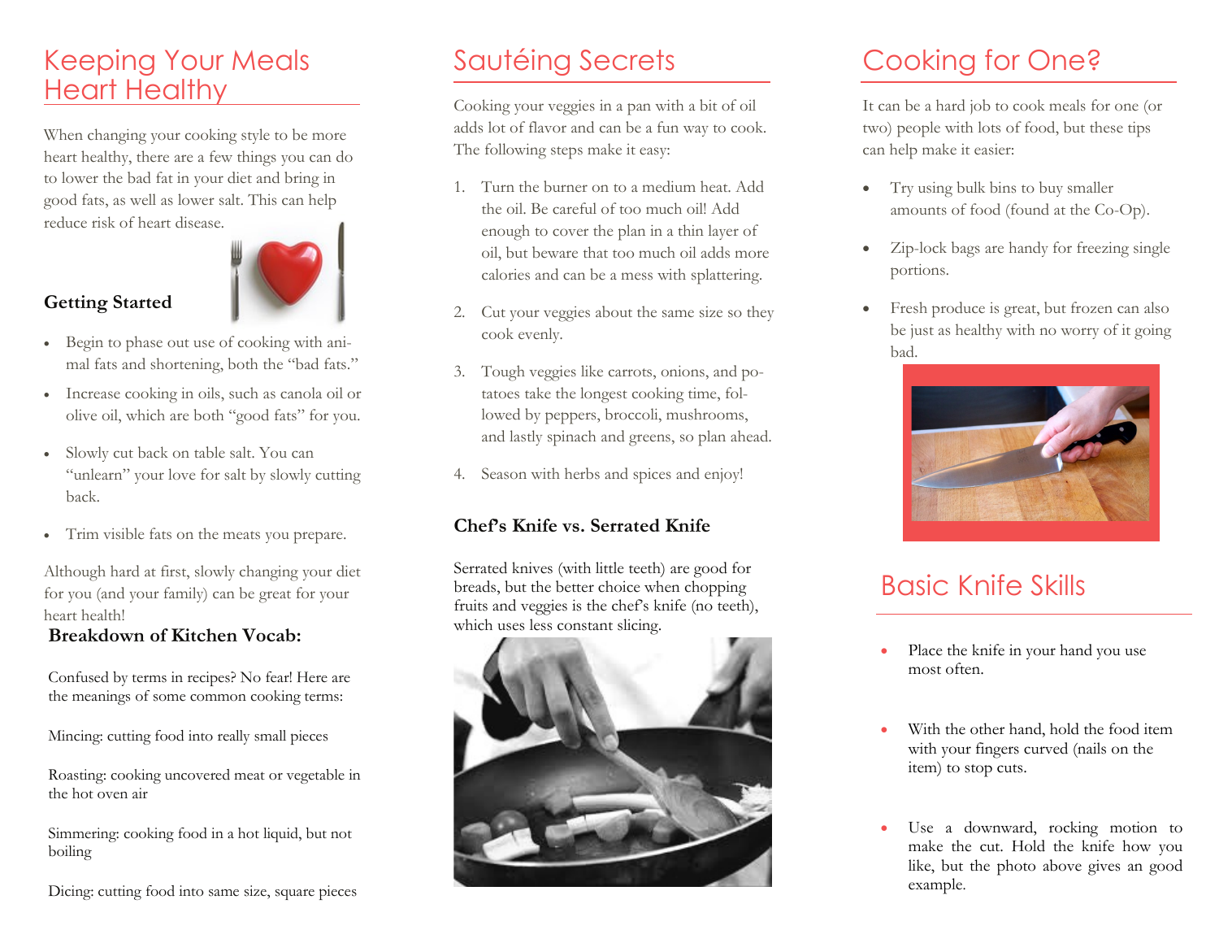# Keeping Your Meals Heart Healthy

When changing your cooking style to be more heart healthy, there are a few things you can do to lower the bad fat in your diet and bring in good fats, as well as lower salt. This can help reduce risk of heart disease.

### Getting Started

- Begin to phase out use of cooking with animal fats and shortening, both the "bad fats."
- Increase cooking in oils, such as canola oil or olive oil, which are both "good fats" for you.
- Slowly cut back on table salt. You can "unlearn" your love for salt by slowly cutting back.
- Trim visible fats on the meats you prepare.

Although hard at first, slowly changing your diet for you (and your family) can be great for your heart health!

### Breakdown of Kitchen Vocab:

Confused by terms in recipes? No fear! Here are the meanings of some common cooking terms:

Mincing: cutting food into really small pieces

Roasting: cooking uncovered meat or vegetable in the hot oven air

Simmering: cooking food in a hot liquid, but not boiling

Dicing: cutting food into same size, square pieces

# Sautéing Secrets

Cooking your veggies in a pan with a bit of oil adds lot of flavor and can be a fun way to cook. The following steps make it easy:

1. Turn the burner on to a medium heat. Add the oil. Be careful of too much oil! Add enough to cover the plan in a thin layer of oil, but beware that too much oil adds more calories and can be a mess with splattering.
2. Cut your veggies about the same size so they cook evenly.
3. Tough veggies like carrots, onions, and potatoes take the longest cooking time, followed by peppers, broccoli, mushrooms, and lastly spinach and greens, so plan ahead.
4. Season with herbs and spices and enjoy!

### Chef's Knife vs. Serrated Knife

Serrated knives (with little teeth) are good for breads, but the better choice when chopping fruits and veggies is the chef's knife (no teeth), which uses less constant slicing.

# Cooking for One?

It can be a hard job to cook meals for one (or two) people with lots of food, but these tips can help make it easier:

- Try using bulk bins to buy smaller amounts of food (found at the Co-Op).
- Zip-lock bags are handy for freezing single portions.
- Fresh produce is great, but frozen can also be just as healthy with no worry of it going bad.

# Basic Knife Skills

- Place the knife in your hand you use most often.
- With the other hand, hold the food item with your fingers curved (nails on the item) to stop cuts.
- Use a downward, rocking motion to make the cut. Hold the knife how you like, but the photo above gives an good example.